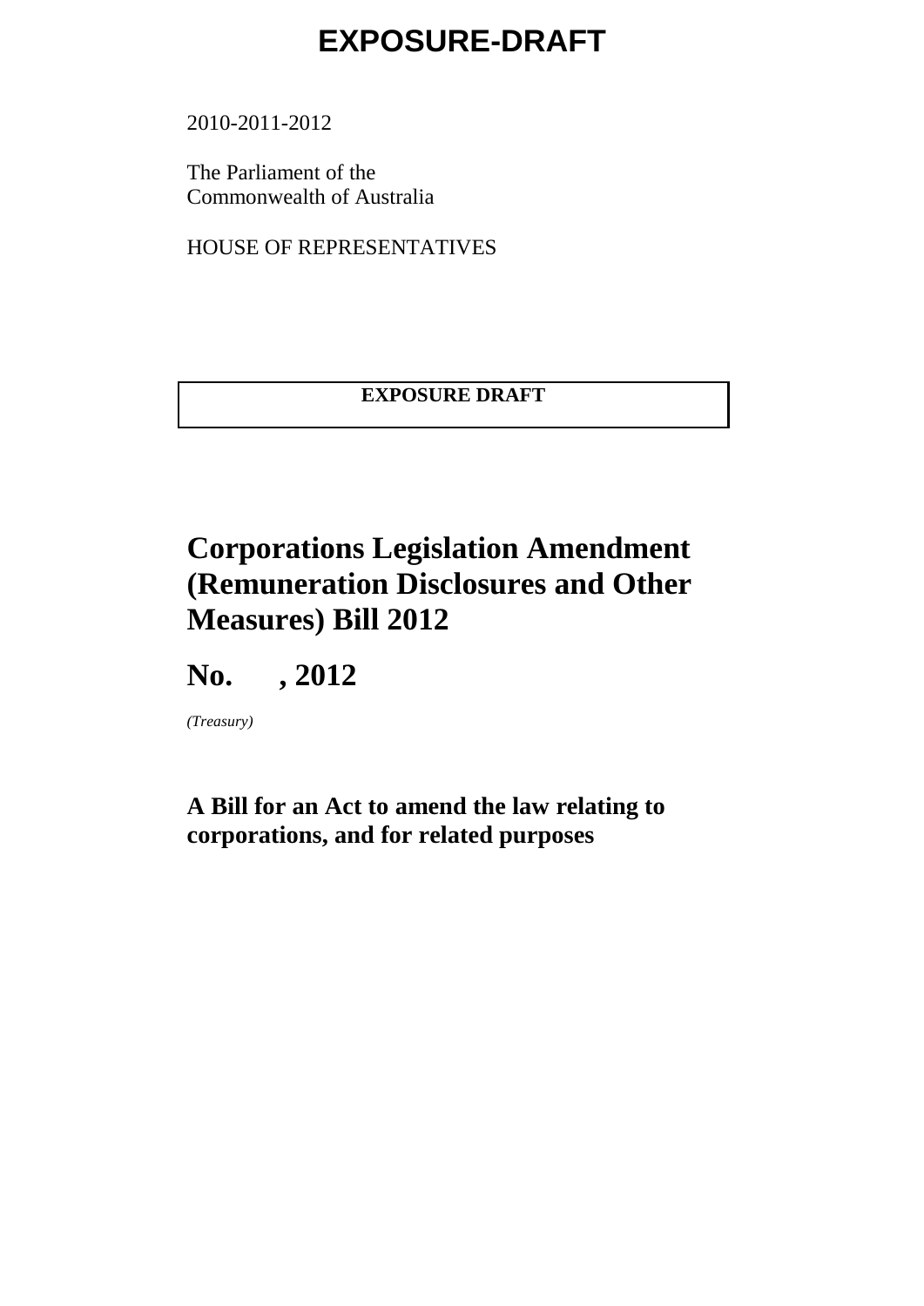# EXPOSURE-DRAFT

2010-2011-2012

The Parliament of the
Commonwealth of Australia

HOUSE OF REPRESENTATIVES

**EXPOSURE DRAFT**

# Corporations Legislation Amendment (Remuneration Disclosures and Other Measures) Bill 2012

# No. , 2012

*(Treasury)*

## A Bill for an Act to amend the law relating to corporations, and for related purposes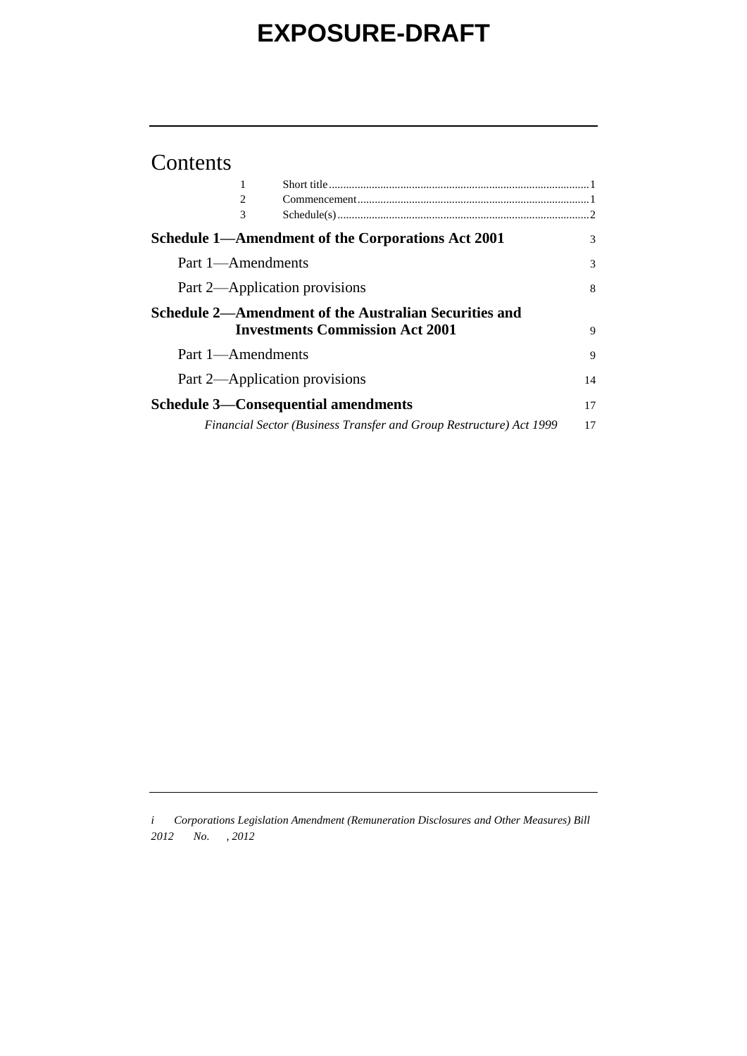# EXPOSURE-DRAFT

## Contents

| | | |
|---|---|---|
| 1 | Short title | 1 |
| 2 | Commencement | 1 |
| 3 | Schedule(s) | 2 |

**Schedule 1—Amendment of the Corporations Act 2001** 3

Part 1—Amendments 3

Part 2—Application provisions 8

**Schedule 2—Amendment of the Australian Securities and Investments Commission Act 2001** 9

Part 1—Amendments 9

Part 2—Application provisions 14

**Schedule 3—Consequential amendments** 17

*Financial Sector (Business Transfer and Group Restructure) Act 1999* 17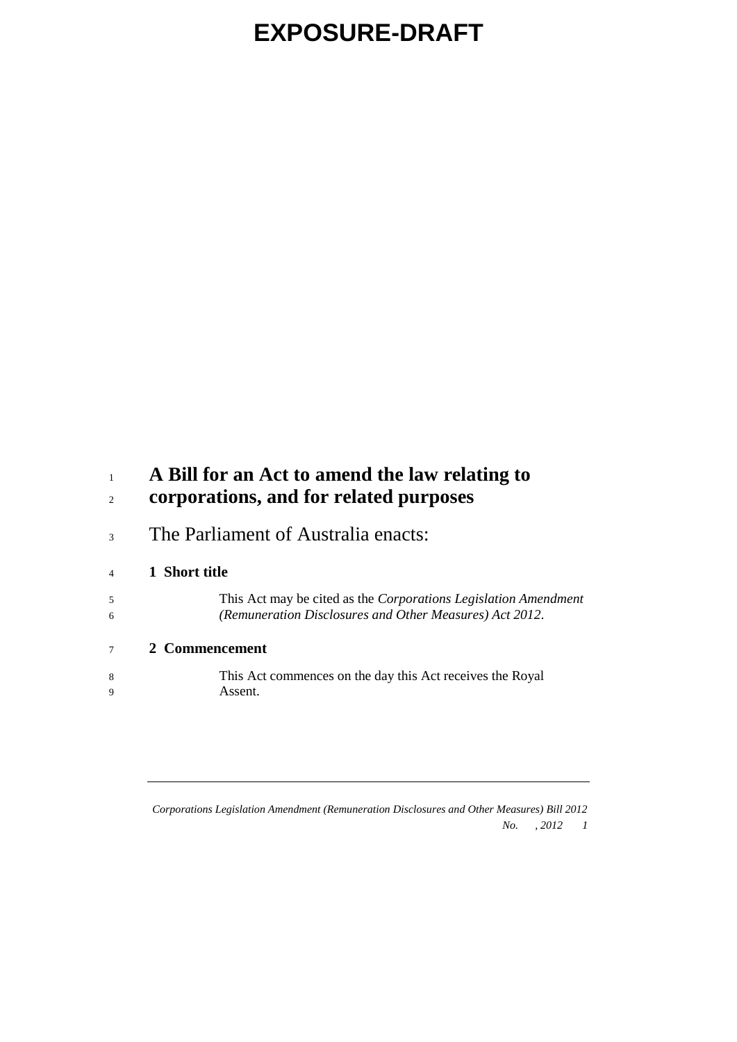# EXPOSURE-DRAFT

## A Bill for an Act to amend the law relating to corporations, and for related purposes

The Parliament of Australia enacts:

### 1 Short title

This Act may be cited as the *Corporations Legislation Amendment (Remuneration Disclosures and Other Measures) Act 2012*.

### 2 Commencement

This Act commences on the day this Act receives the Royal Assent.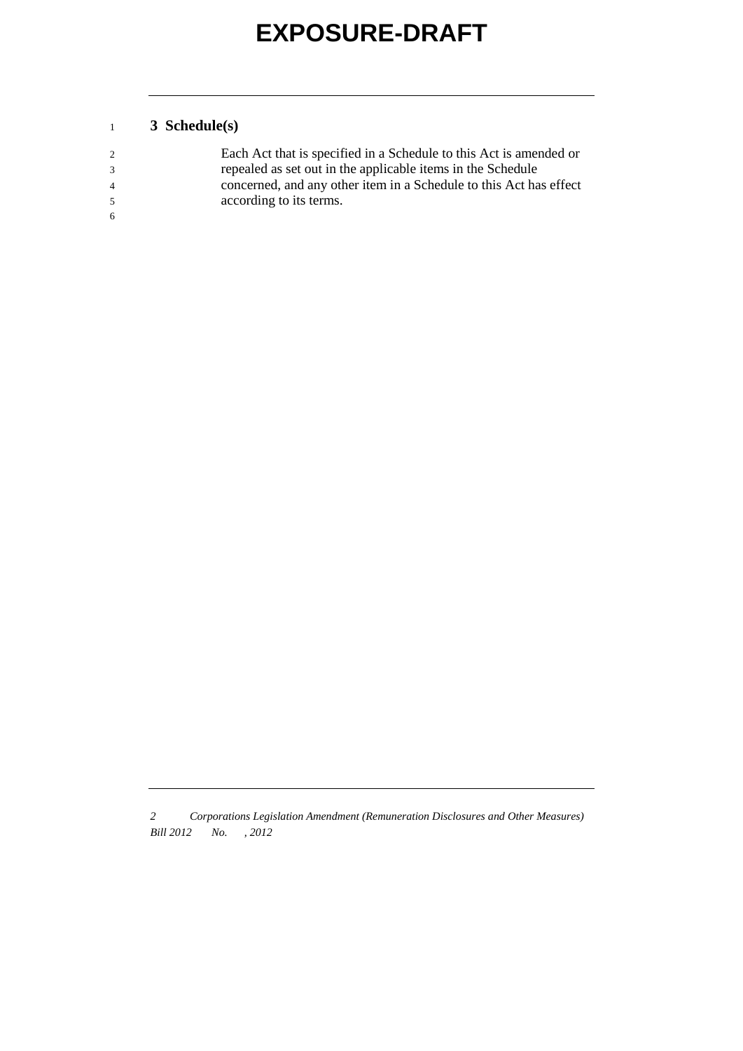## 3 Schedule(s)

Each Act that is specified in a Schedule to this Act is amended or repealed as set out in the applicable items in the Schedule concerned, and any other item in a Schedule to this Act has effect according to its terms.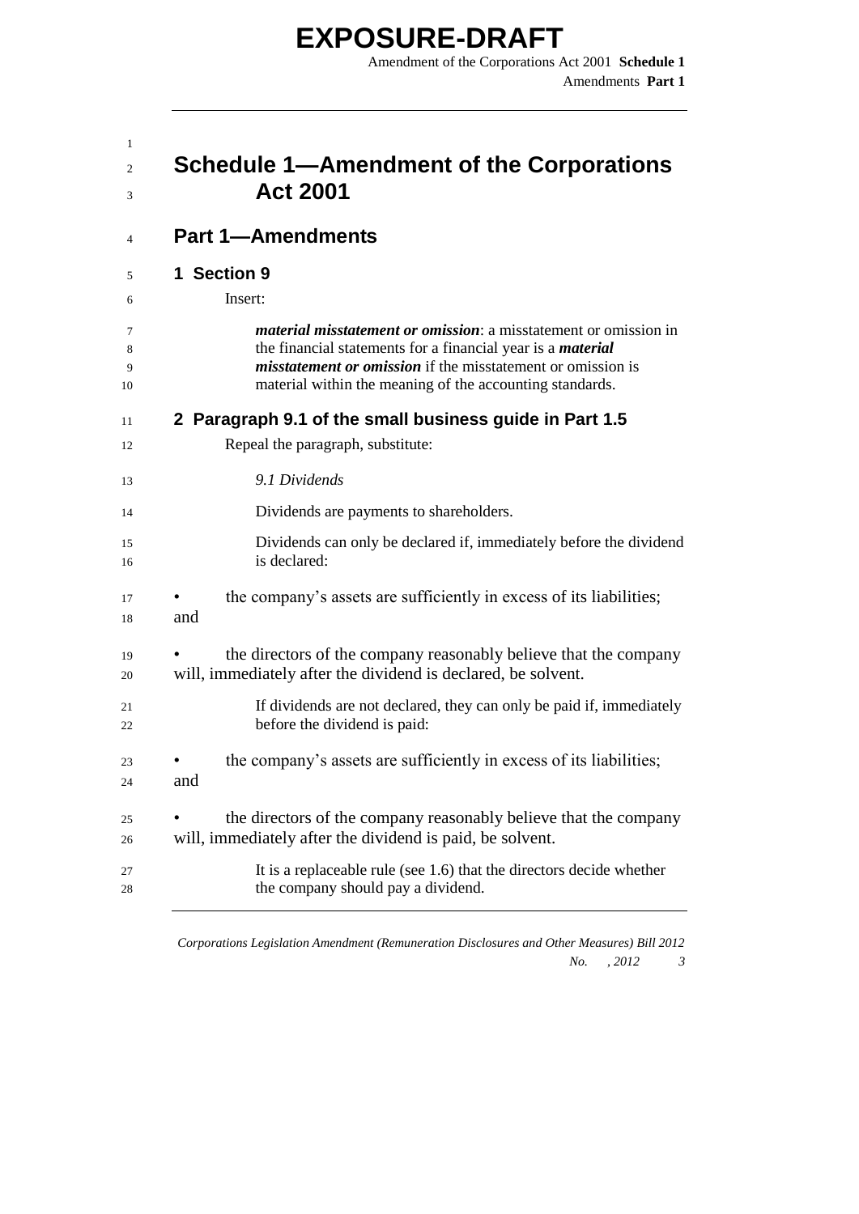# Schedule 1—Amendment of the Corporations Act 2001

## Part 1—Amendments

### 1 Section 9

Insert:

***material misstatement or omission***: a misstatement or omission in the financial statements for a financial year is a ***material misstatement or omission*** if the misstatement or omission is material within the meaning of the accounting standards.

### 2 Paragraph 9.1 of the small business guide in Part 1.5

Repeal the paragraph, substitute:

*9.1 Dividends*

Dividends are payments to shareholders.

Dividends can only be declared if, immediately before the dividend is declared:

- the company's assets are sufficiently in excess of its liabilities; and
- the directors of the company reasonably believe that the company will, immediately after the dividend is declared, be solvent.

If dividends are not declared, they can only be paid if, immediately before the dividend is paid:

- the company's assets are sufficiently in excess of its liabilities; and
- the directors of the company reasonably believe that the company will, immediately after the dividend is paid, be solvent.

It is a replaceable rule (see 1.6) that the directors decide whether the company should pay a dividend.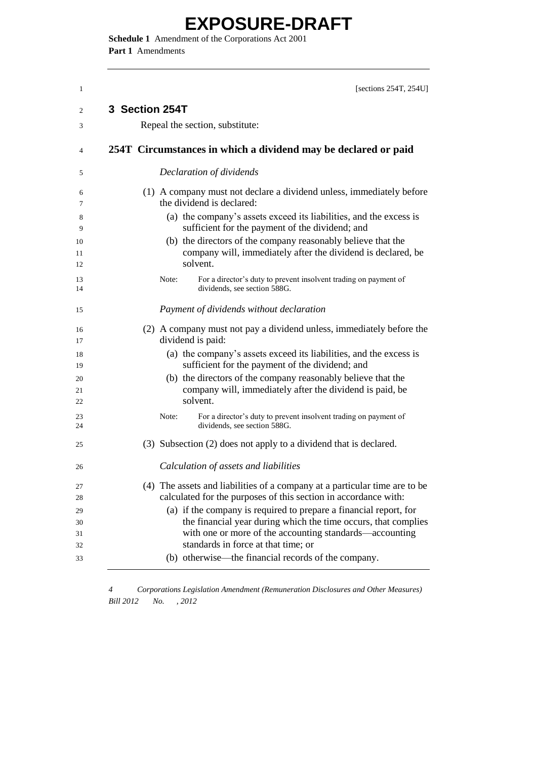[sections 254T, 254U]

## 3 Section 254T

Repeal the section, substitute:

### 254T Circumstances in which a dividend may be declared or paid

*Declaration of dividends*

(1) A company must not declare a dividend unless, immediately before the dividend is declared:

(a) the company's assets exceed its liabilities, and the excess is sufficient for the payment of the dividend; and

(b) the directors of the company reasonably believe that the company will, immediately after the dividend is declared, be solvent.

Note: For a director's duty to prevent insolvent trading on payment of dividends, see section 588G.

*Payment of dividends without declaration*

(2) A company must not pay a dividend unless, immediately before the dividend is paid:

(a) the company's assets exceed its liabilities, and the excess is sufficient for the payment of the dividend; and

(b) the directors of the company reasonably believe that the company will, immediately after the dividend is paid, be solvent.

Note: For a director's duty to prevent insolvent trading on payment of dividends, see section 588G.

(3) Subsection (2) does not apply to a dividend that is declared.

*Calculation of assets and liabilities*

(4) The assets and liabilities of a company at a particular time are to be calculated for the purposes of this section in accordance with:

(a) if the company is required to prepare a financial report, for the financial year during which the time occurs, that complies with one or more of the accounting standards—accounting standards in force at that time; or

(b) otherwise—the financial records of the company.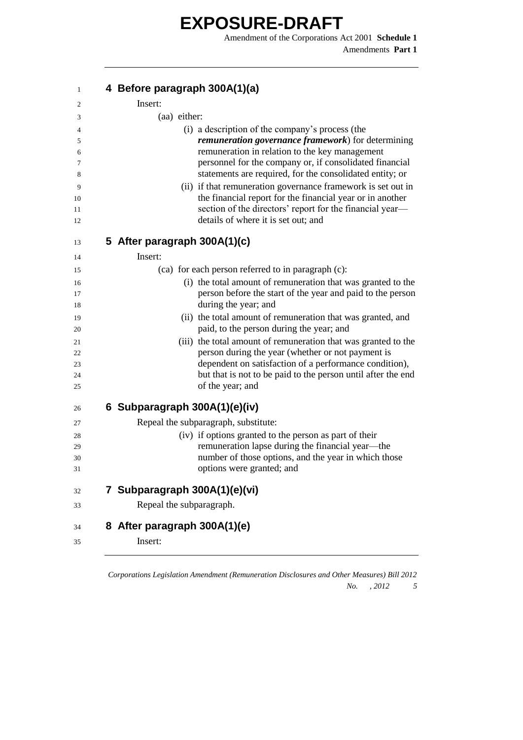# EXPOSURE-DRAFT

## 4 Before paragraph 300A(1)(a)

Insert:

(aa) either:

(i) a description of the company's process (the ***remuneration governance framework***) for determining remuneration in relation to the key management personnel for the company or, if consolidated financial statements are required, for the consolidated entity; or

(ii) if that remuneration governance framework is set out in the financial report for the financial year or in another section of the directors' report for the financial year—details of where it is set out; and

## 5 After paragraph 300A(1)(c)

Insert:

(ca) for each person referred to in paragraph (c):

(i) the total amount of remuneration that was granted to the person before the start of the year and paid to the person during the year; and

(ii) the total amount of remuneration that was granted, and paid, to the person during the year; and

(iii) the total amount of remuneration that was granted to the person during the year (whether or not payment is dependent on satisfaction of a performance condition), but that is not to be paid to the person until after the end of the year; and

## 6 Subparagraph 300A(1)(e)(iv)

Repeal the subparagraph, substitute:

(iv) if options granted to the person as part of their remuneration lapse during the financial year—the number of those options, and the year in which those options were granted; and

## 7 Subparagraph 300A(1)(e)(vi)

Repeal the subparagraph.

## 8 After paragraph 300A(1)(e)

Insert: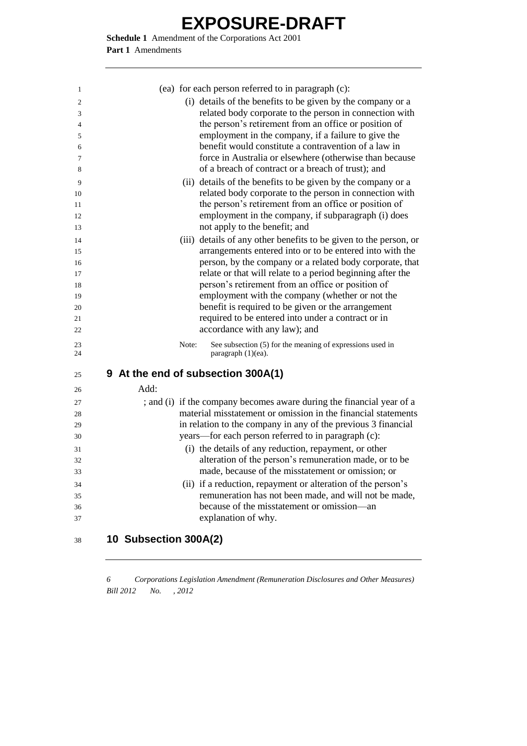(ea) for each person referred to in paragraph (c):

(i) details of the benefits to be given by the company or a related body corporate to the person in connection with the person's retirement from an office or position of employment in the company, if a failure to give the benefit would constitute a contravention of a law in force in Australia or elsewhere (otherwise than because of a breach of contract or a breach of trust); and

(ii) details of the benefits to be given by the company or a related body corporate to the person in connection with the person's retirement from an office or position of employment in the company, if subparagraph (i) does not apply to the benefit; and

(iii) details of any other benefits to be given to the person, or arrangements entered into or to be entered into with the person, by the company or a related body corporate, that relate or that will relate to a period beginning after the person's retirement from an office or position of employment with the company (whether or not the benefit is required to be given or the arrangement required to be entered into under a contract or in accordance with any law); and

Note: See subsection (5) for the meaning of expressions used in paragraph (1)(ea).

## 9 At the end of subsection 300A(1)

Add:

; and (i) if the company becomes aware during the financial year of a material misstatement or omission in the financial statements in relation to the company in any of the previous 3 financial years—for each person referred to in paragraph (c):

(i) the details of any reduction, repayment, or other alteration of the person's remuneration made, or to be made, because of the misstatement or omission; or

(ii) if a reduction, repayment or alteration of the person's remuneration has not been made, and will not be made, because of the misstatement or omission—an explanation of why.

## 10 Subsection 300A(2)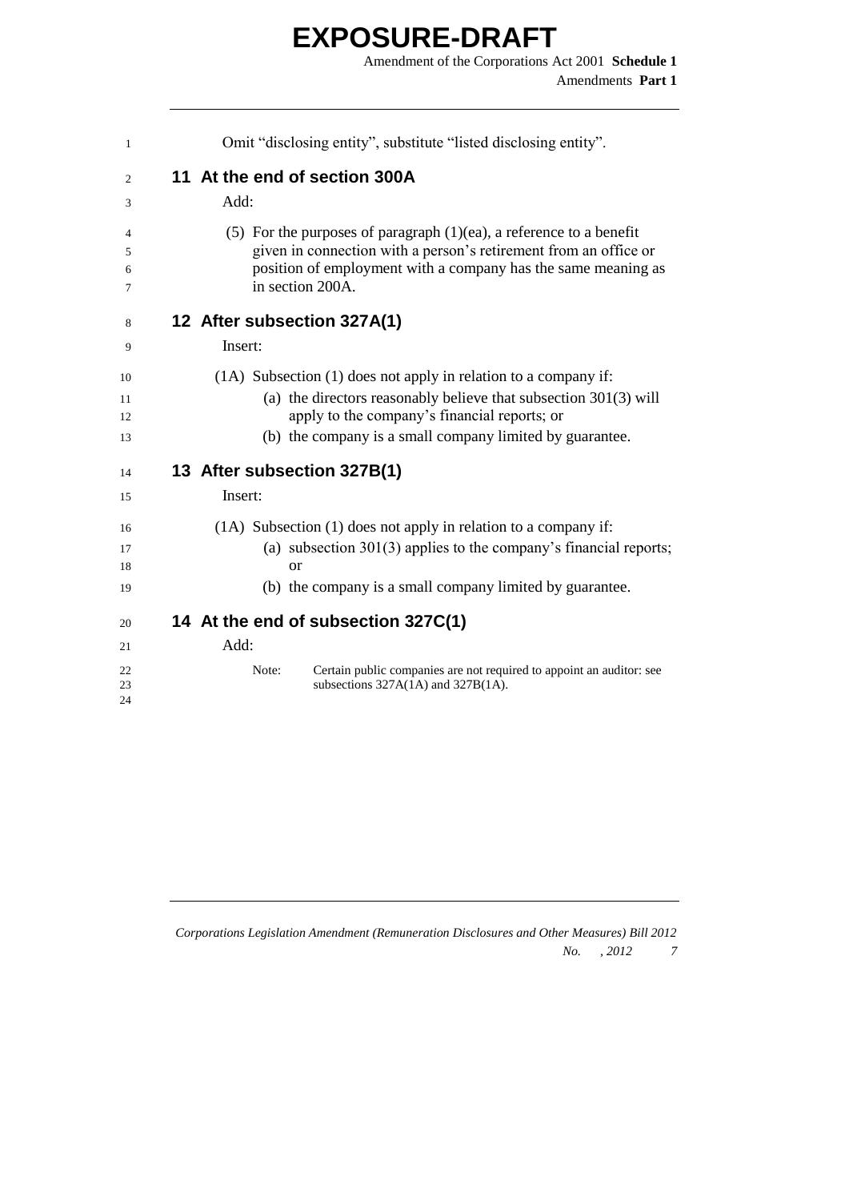Omit “disclosing entity”, substitute “listed disclosing entity”.

## 11 At the end of section 300A

Add:

(5) For the purposes of paragraph (1)(ea), a reference to a benefit given in connection with a person’s retirement from an office or position of employment with a company has the same meaning as in section 200A.

## 12 After subsection 327A(1)

Insert:

(1A) Subsection (1) does not apply in relation to a company if:

(a) the directors reasonably believe that subsection 301(3) will apply to the company’s financial reports; or

(b) the company is a small company limited by guarantee.

## 13 After subsection 327B(1)

Insert:

(1A) Subsection (1) does not apply in relation to a company if:

(a) subsection 301(3) applies to the company’s financial reports; or

(b) the company is a small company limited by guarantee.

## 14 At the end of subsection 327C(1)

Add:

Note: Certain public companies are not required to appoint an auditor: see subsections 327A(1A) and 327B(1A).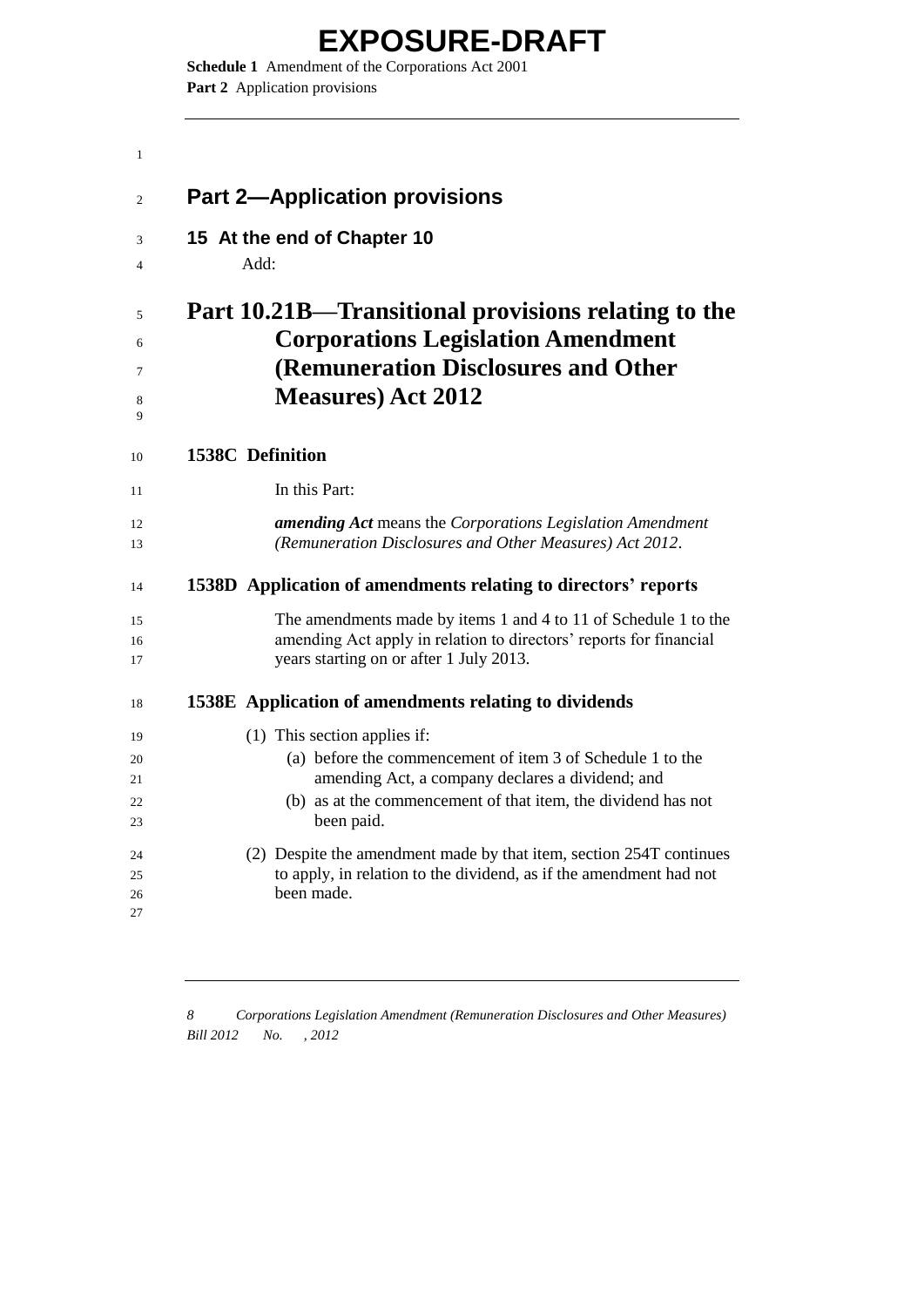# EXPOSURE-DRAFT

## Part 2—Application provisions

### 15 At the end of Chapter 10

Add:

## Part 10.21B—Transitional provisions relating to the Corporations Legislation Amendment (Remuneration Disclosures and Other Measures) Act 2012

### 1538C Definition

In this Part:

***amending Act*** means the *Corporations Legislation Amendment (Remuneration Disclosures and Other Measures) Act 2012*.

### 1538D Application of amendments relating to directors' reports

The amendments made by items 1 and 4 to 11 of Schedule 1 to the amending Act apply in relation to directors' reports for financial years starting on or after 1 July 2013.

### 1538E Application of amendments relating to dividends

(1) This section applies if:

(a) before the commencement of item 3 of Schedule 1 to the amending Act, a company declares a dividend; and

(b) as at the commencement of that item, the dividend has not been paid.

(2) Despite the amendment made by that item, section 254T continues to apply, in relation to the dividend, as if the amendment had not been made.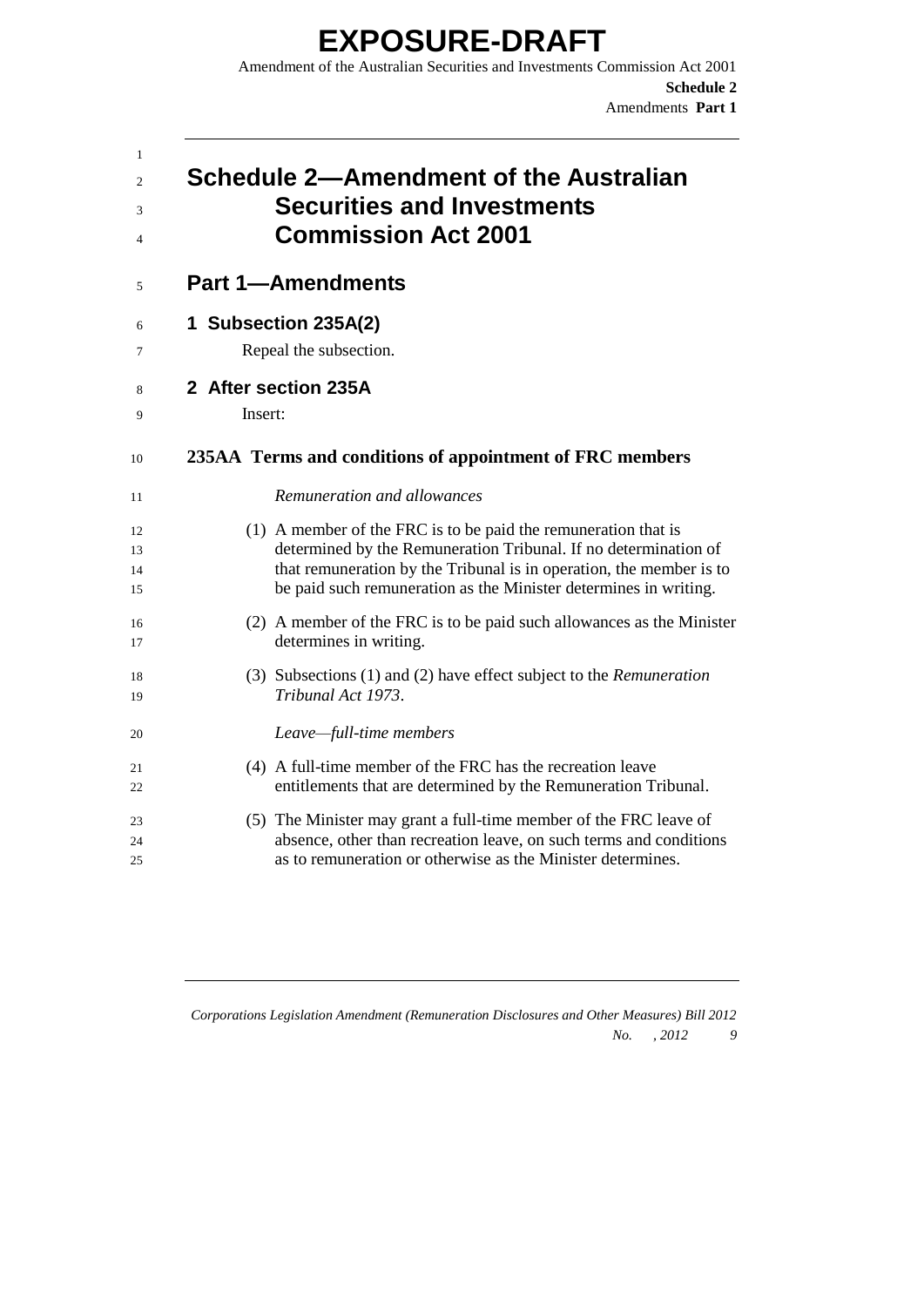# Schedule 2—Amendment of the Australian Securities and Investments Commission Act 2001

## Part 1—Amendments

### 1 Subsection 235A(2)

Repeal the subsection.

### 2 After section 235A

Insert:

#### 235AA Terms and conditions of appointment of FRC members

*Remuneration and allowances*

(1) A member of the FRC is to be paid the remuneration that is determined by the Remuneration Tribunal. If no determination of that remuneration by the Tribunal is in operation, the member is to be paid such remuneration as the Minister determines in writing.

(2) A member of the FRC is to be paid such allowances as the Minister determines in writing.

(3) Subsections (1) and (2) have effect subject to the *Remuneration Tribunal Act 1973*.

*Leave—full-time members*

(4) A full-time member of the FRC has the recreation leave entitlements that are determined by the Remuneration Tribunal.

(5) The Minister may grant a full-time member of the FRC leave of absence, other than recreation leave, on such terms and conditions as to remuneration or otherwise as the Minister determines.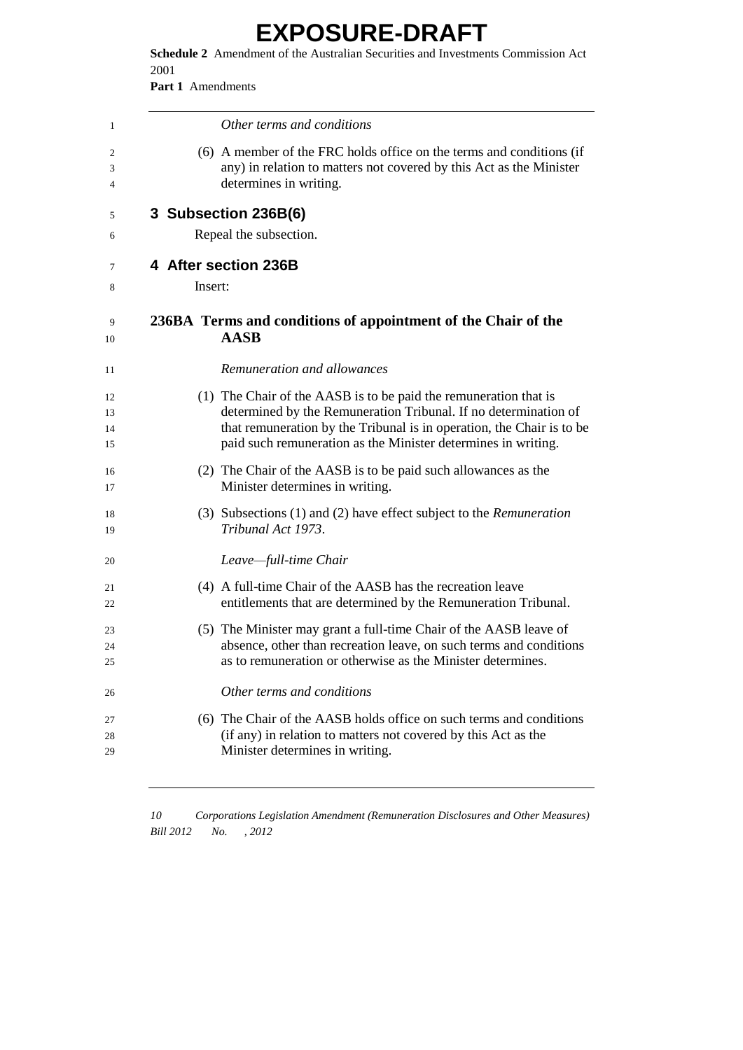*Other terms and conditions*

(6) A member of the FRC holds office on the terms and conditions (if any) in relation to matters not covered by this Act as the Minister determines in writing.

## 3 Subsection 236B(6)

Repeal the subsection.

## 4 After section 236B

Insert:

### 236BA Terms and conditions of appointment of the Chair of the AASB

*Remuneration and allowances*

(1) The Chair of the AASB is to be paid the remuneration that is determined by the Remuneration Tribunal. If no determination of that remuneration by the Tribunal is in operation, the Chair is to be paid such remuneration as the Minister determines in writing.

(2) The Chair of the AASB is to be paid such allowances as the Minister determines in writing.

(3) Subsections (1) and (2) have effect subject to the *Remuneration Tribunal Act 1973*.

*Leave—full-time Chair*

(4) A full-time Chair of the AASB has the recreation leave entitlements that are determined by the Remuneration Tribunal.

(5) The Minister may grant a full-time Chair of the AASB leave of absence, other than recreation leave, on such terms and conditions as to remuneration or otherwise as the Minister determines.

*Other terms and conditions*

(6) The Chair of the AASB holds office on such terms and conditions (if any) in relation to matters not covered by this Act as the Minister determines in writing.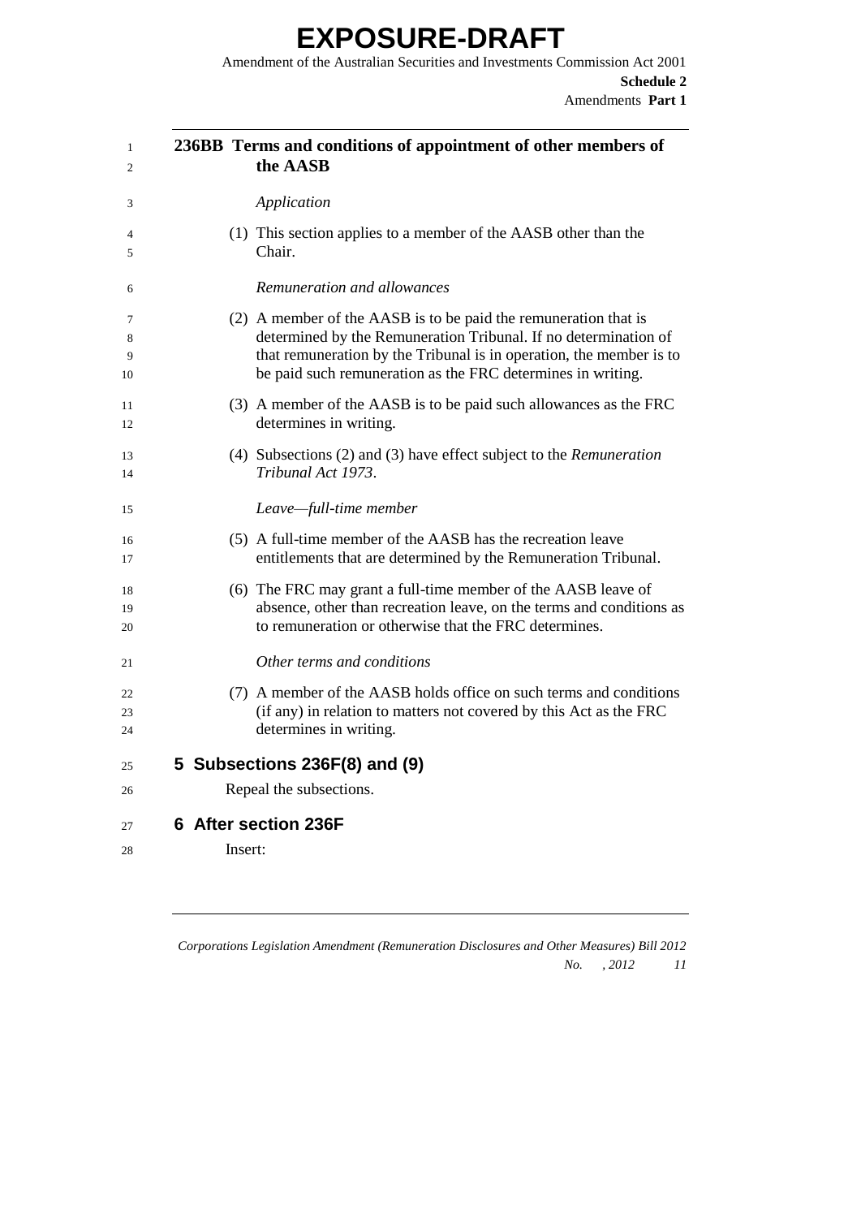### 236BB Terms and conditions of appointment of other members of the AASB

*Application*

(1) This section applies to a member of the AASB other than the Chair.

*Remuneration and allowances*

(2) A member of the AASB is to be paid the remuneration that is determined by the Remuneration Tribunal. If no determination of that remuneration by the Tribunal is in operation, the member is to be paid such remuneration as the FRC determines in writing.

(3) A member of the AASB is to be paid such allowances as the FRC determines in writing.

(4) Subsections (2) and (3) have effect subject to the *Remuneration Tribunal Act 1973*.

*Leave—full-time member*

(5) A full-time member of the AASB has the recreation leave entitlements that are determined by the Remuneration Tribunal.

(6) The FRC may grant a full-time member of the AASB leave of absence, other than recreation leave, on the terms and conditions as to remuneration or otherwise that the FRC determines.

*Other terms and conditions*

(7) A member of the AASB holds office on such terms and conditions (if any) in relation to matters not covered by this Act as the FRC determines in writing.

## 5 Subsections 236F(8) and (9)

Repeal the subsections.

## 6 After section 236F

Insert: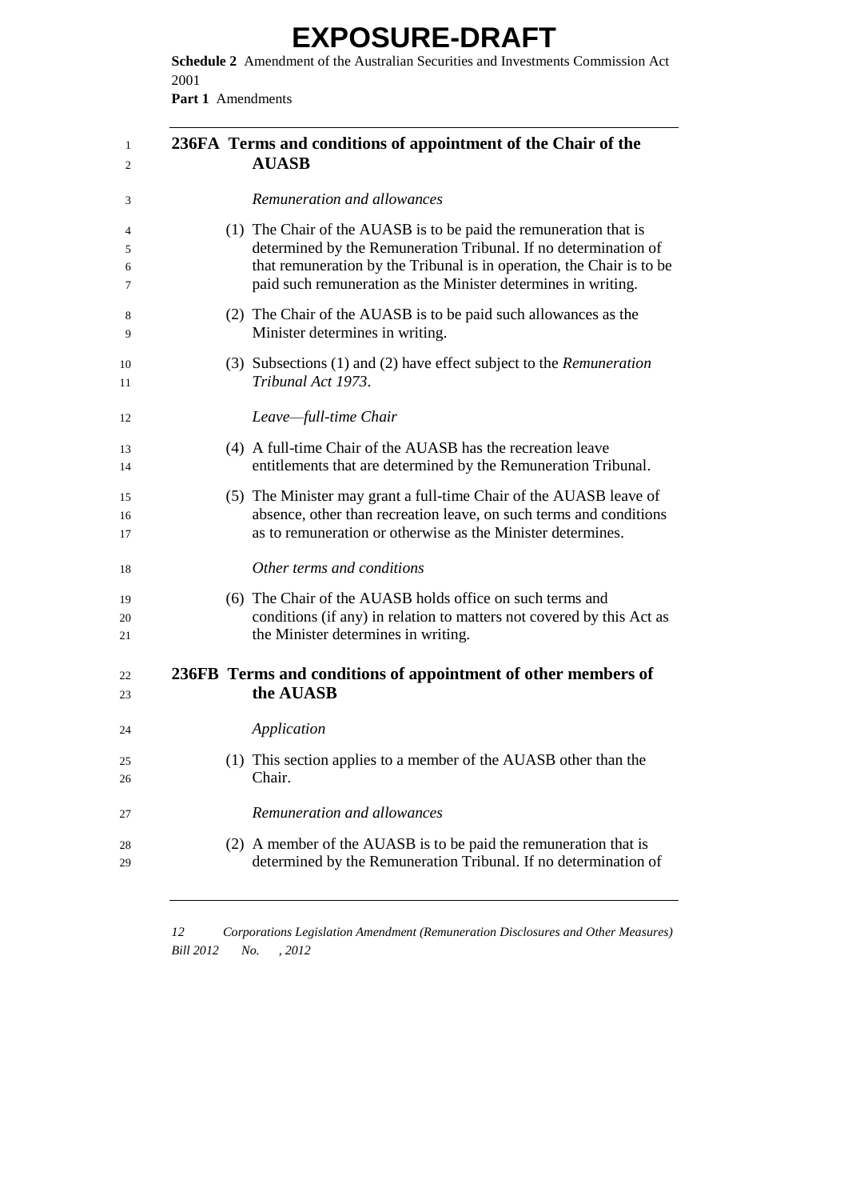## 236FA Terms and conditions of appointment of the Chair of the AUASB

*Remuneration and allowances*

(1) The Chair of the AUASB is to be paid the remuneration that is determined by the Remuneration Tribunal. If no determination of that remuneration by the Tribunal is in operation, the Chair is to be paid such remuneration as the Minister determines in writing.

(2) The Chair of the AUASB is to be paid such allowances as the Minister determines in writing.

(3) Subsections (1) and (2) have effect subject to the *Remuneration Tribunal Act 1973*.

*Leave—full-time Chair*

(4) A full-time Chair of the AUASB has the recreation leave entitlements that are determined by the Remuneration Tribunal.

(5) The Minister may grant a full-time Chair of the AUASB leave of absence, other than recreation leave, on such terms and conditions as to remuneration or otherwise as the Minister determines.

*Other terms and conditions*

(6) The Chair of the AUASB holds office on such terms and conditions (if any) in relation to matters not covered by this Act as the Minister determines in writing.

## 236FB Terms and conditions of appointment of other members of the AUASB

*Application*

(1) This section applies to a member of the AUASB other than the Chair.

*Remuneration and allowances*

(2) A member of the AUASB is to be paid the remuneration that is determined by the Remuneration Tribunal. If no determination of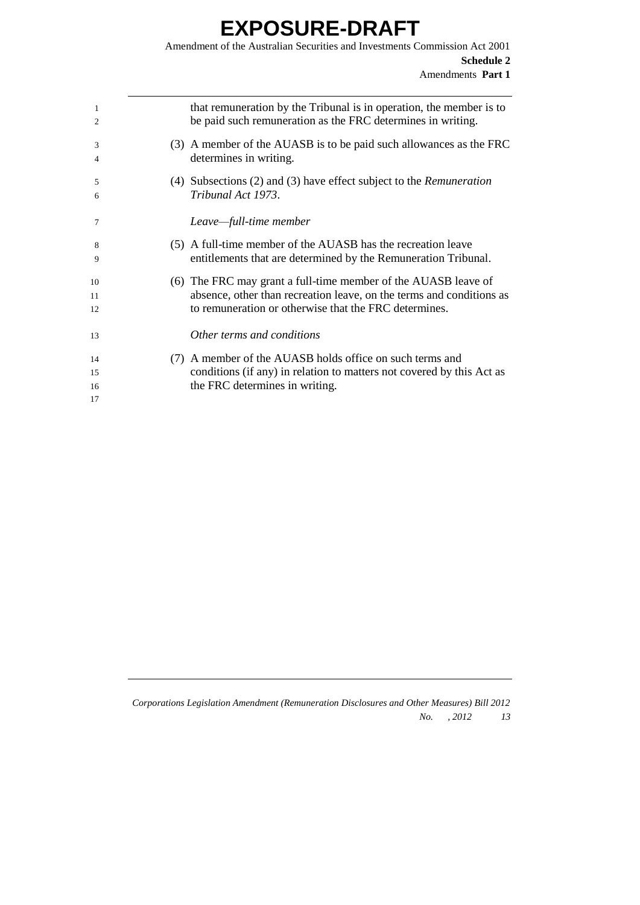that remuneration by the Tribunal is in operation, the member is to be paid such remuneration as the FRC determines in writing.

(3) A member of the AUASB is to be paid such allowances as the FRC determines in writing.

(4) Subsections (2) and (3) have effect subject to the *Remuneration Tribunal Act 1973*.

*Leave—full-time member*

(5) A full-time member of the AUASB has the recreation leave entitlements that are determined by the Remuneration Tribunal.

(6) The FRC may grant a full-time member of the AUASB leave of absence, other than recreation leave, on the terms and conditions as to remuneration or otherwise that the FRC determines.

*Other terms and conditions*

(7) A member of the AUASB holds office on such terms and conditions (if any) in relation to matters not covered by this Act as the FRC determines in writing.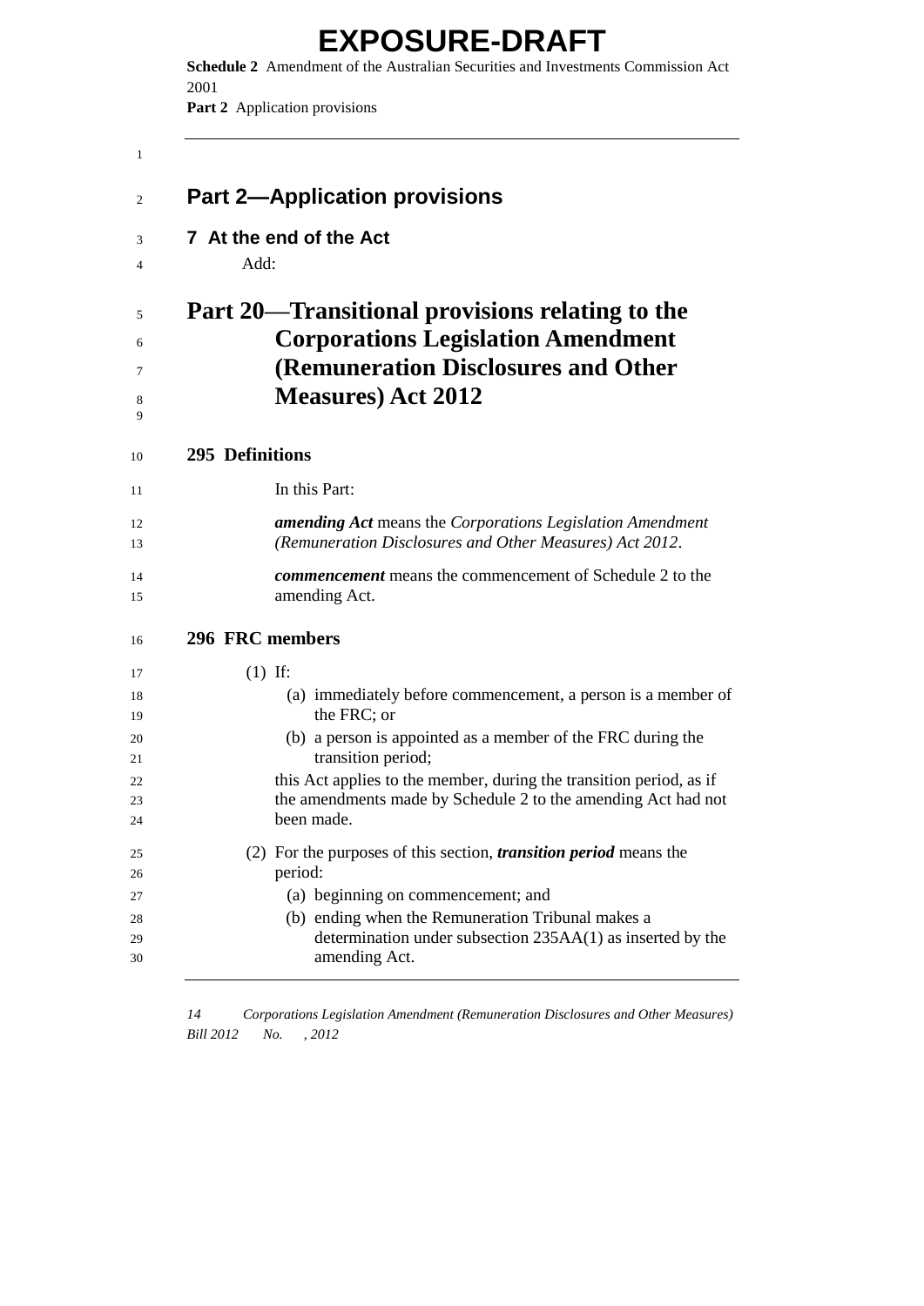## Part 2—Application provisions

### 7 At the end of the Act

Add:

# Part 20—Transitional provisions relating to the Corporations Legislation Amendment (Remuneration Disclosures and Other Measures) Act 2012

### 295 Definitions

In this Part:

***amending Act*** means the *Corporations Legislation Amendment (Remuneration Disclosures and Other Measures) Act 2012*.

***commencement*** means the commencement of Schedule 2 to the amending Act.

### 296 FRC members

(1) If:

(a) immediately before commencement, a person is a member of the FRC; or

(b) a person is appointed as a member of the FRC during the transition period;

this Act applies to the member, during the transition period, as if the amendments made by Schedule 2 to the amending Act had not been made.

(2) For the purposes of this section, ***transition period*** means the period:

(a) beginning on commencement; and

(b) ending when the Remuneration Tribunal makes a determination under subsection 235AA(1) as inserted by the amending Act.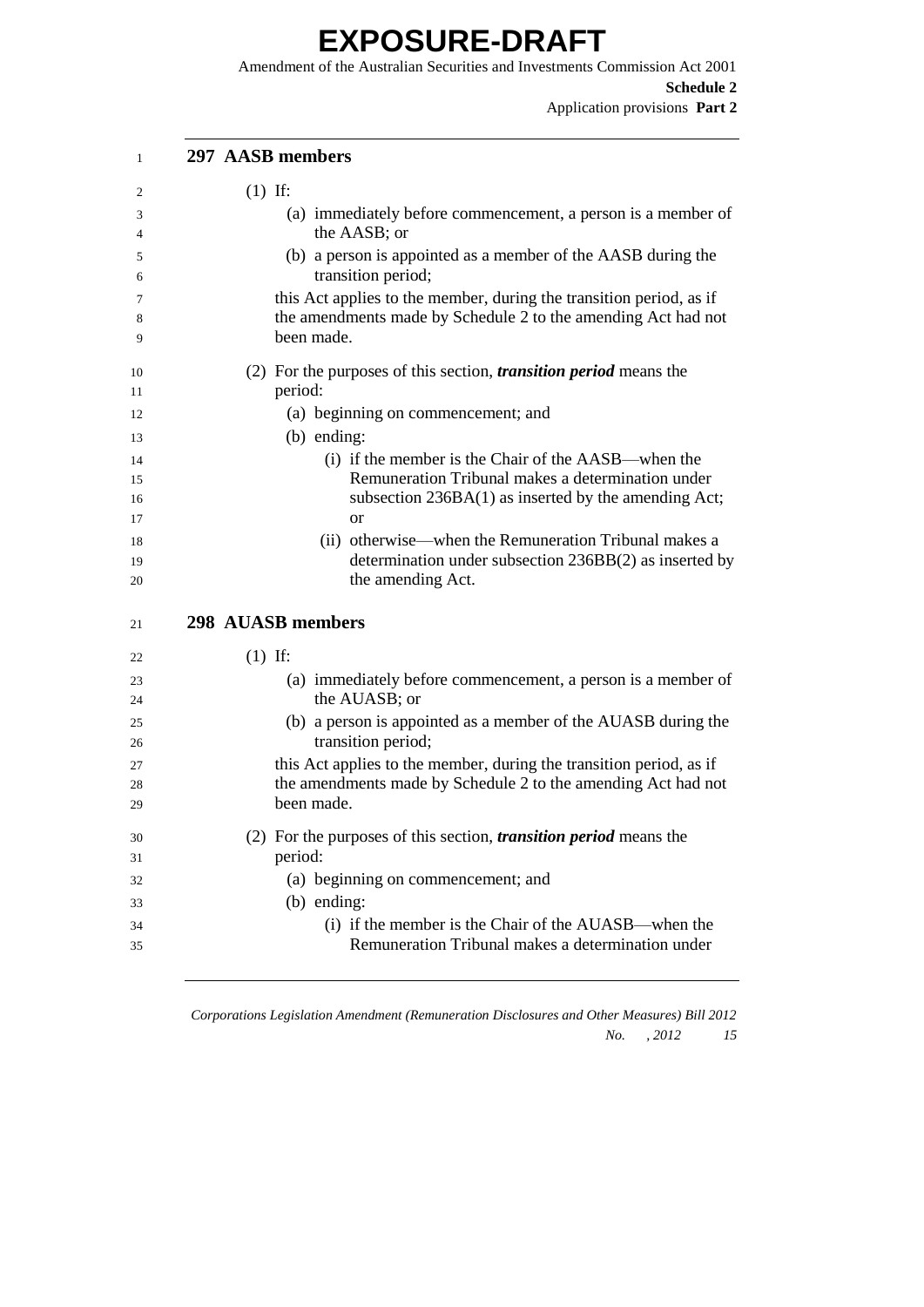## 297 AASB members

(1) If:

(a) immediately before commencement, a person is a member of the AASB; or

(b) a person is appointed as a member of the AASB during the transition period;

this Act applies to the member, during the transition period, as if the amendments made by Schedule 2 to the amending Act had not been made.

(2) For the purposes of this section, ***transition period*** means the period:

(a) beginning on commencement; and

(b) ending:

(i) if the member is the Chair of the AASB—when the Remuneration Tribunal makes a determination under subsection 236BA(1) as inserted by the amending Act; or

(ii) otherwise—when the Remuneration Tribunal makes a determination under subsection 236BB(2) as inserted by the amending Act.

## 298 AUASB members

(1) If:

(a) immediately before commencement, a person is a member of the AUASB; or

(b) a person is appointed as a member of the AUASB during the transition period;

this Act applies to the member, during the transition period, as if the amendments made by Schedule 2 to the amending Act had not been made.

(2) For the purposes of this section, ***transition period*** means the period:

(a) beginning on commencement; and

(b) ending:

(i) if the member is the Chair of the AUASB—when the Remuneration Tribunal makes a determination under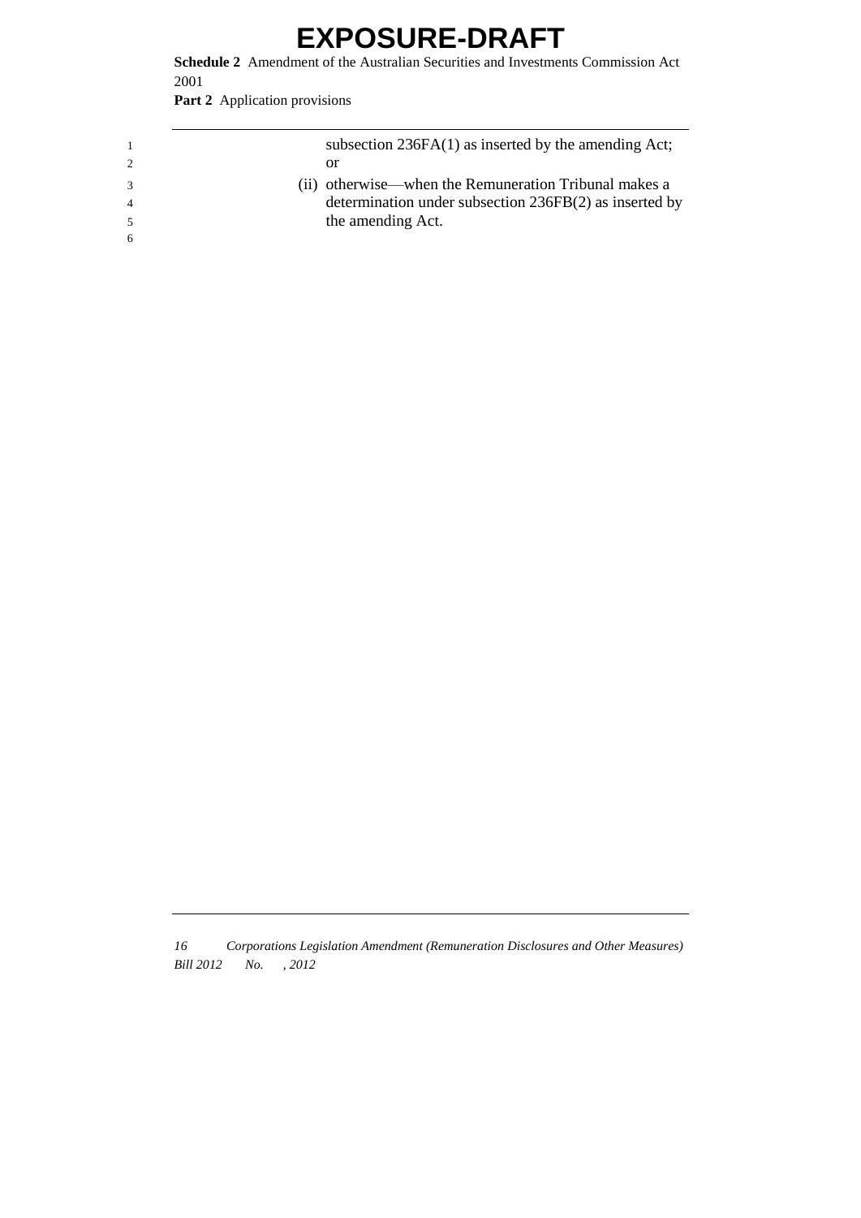subsection 236FA(1) as inserted by the amending Act; or

(ii) otherwise—when the Remuneration Tribunal makes a determination under subsection 236FB(2) as inserted by the amending Act.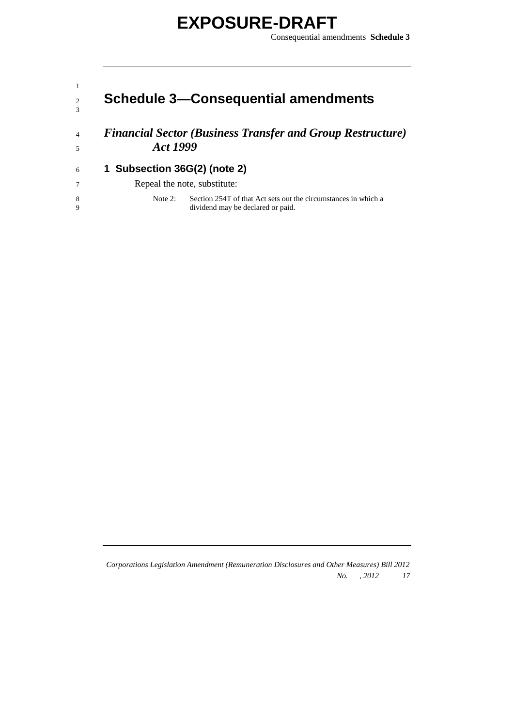# Schedule 3—Consequential amendments

## *Financial Sector (Business Transfer and Group Restructure) Act 1999*

### 1 Subsection 36G(2) (note 2)

Repeal the note, substitute:

Note 2: Section 254T of that Act sets out the circumstances in which a dividend may be declared or paid.